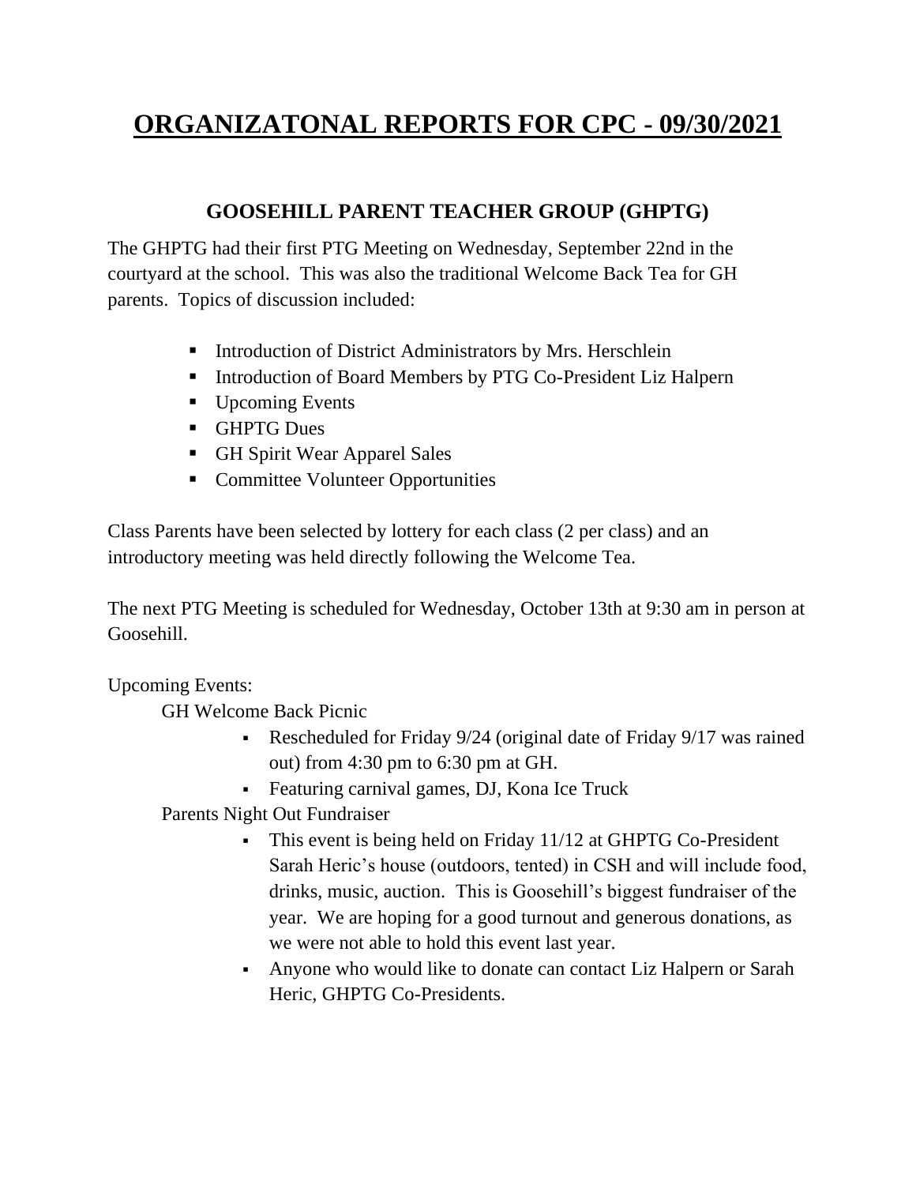# ORGANIZATONAL REPORTS FOR CPC - 09/30/2021

## GOOSEHILL PARENT TEACHER GROUP (GHPTG)

The GHPTG had their first PTG Meeting on Wednesday, September 22nd in the courtyard at the school. This was also the traditional Welcome Back Tea for GH parents. Topics of discussion included:

- Introduction of District Administrators by Mrs. Herschlein
- Introduction of Board Members by PTG Co-President Liz Halpern
- Upcoming Events
- GHPTG Dues
- GH Spirit Wear Apparel Sales
- Committee Volunteer Opportunities

Class Parents have been selected by lottery for each class (2 per class) and an introductory meeting was held directly following the Welcome Tea.

The next PTG Meeting is scheduled for Wednesday, October 13th at 9:30 am in person at Goosehill.

Upcoming Events:

GH Welcome Back Picnic

- Rescheduled for Friday 9/24 (original date of Friday 9/17 was rained out) from 4:30 pm to 6:30 pm at GH.
- Featuring carnival games, DJ, Kona Ice Truck

Parents Night Out Fundraiser

- This event is being held on Friday 11/12 at GHPTG Co-President Sarah Heric's house (outdoors, tented) in CSH and will include food, drinks, music, auction. This is Goosehill's biggest fundraiser of the year. We are hoping for a good turnout and generous donations, as we were not able to hold this event last year.
- Anyone who would like to donate can contact Liz Halpern or Sarah Heric, GHPTG Co-Presidents.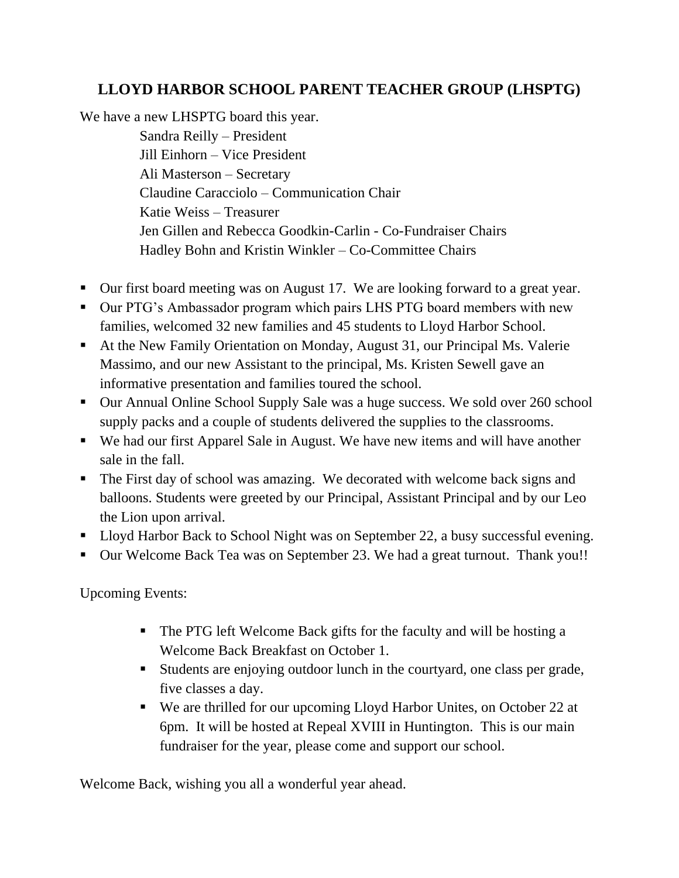## LLOYD HARBOR SCHOOL PARENT TEACHER GROUP (LHSPTG)

We have a new LHSPTG board this year.

Sandra Reilly – President
Jill Einhorn – Vice President
Ali Masterson – Secretary
Claudine Caracciolo – Communication Chair
Katie Weiss – Treasurer
Jen Gillen and Rebecca Goodkin-Carlin - Co-Fundraiser Chairs
Hadley Bohn and Kristin Winkler – Co-Committee Chairs

- Our first board meeting was on August 17. We are looking forward to a great year.
- Our PTG's Ambassador program which pairs LHS PTG board members with new families, welcomed 32 new families and 45 students to Lloyd Harbor School.
- At the New Family Orientation on Monday, August 31, our Principal Ms. Valerie Massimo, and our new Assistant to the principal, Ms. Kristen Sewell gave an informative presentation and families toured the school.
- Our Annual Online School Supply Sale was a huge success. We sold over 260 school supply packs and a couple of students delivered the supplies to the classrooms.
- We had our first Apparel Sale in August. We have new items and will have another sale in the fall.
- The First day of school was amazing. We decorated with welcome back signs and balloons. Students were greeted by our Principal, Assistant Principal and by our Leo the Lion upon arrival.
- Lloyd Harbor Back to School Night was on September 22, a busy successful evening.
- Our Welcome Back Tea was on September 23. We had a great turnout. Thank you!!

Upcoming Events:

- The PTG left Welcome Back gifts for the faculty and will be hosting a Welcome Back Breakfast on October 1.
- Students are enjoying outdoor lunch in the courtyard, one class per grade, five classes a day.
- We are thrilled for our upcoming Lloyd Harbor Unites, on October 22 at 6pm. It will be hosted at Repeal XVIII in Huntington. This is our main fundraiser for the year, please come and support our school.

Welcome Back, wishing you all a wonderful year ahead.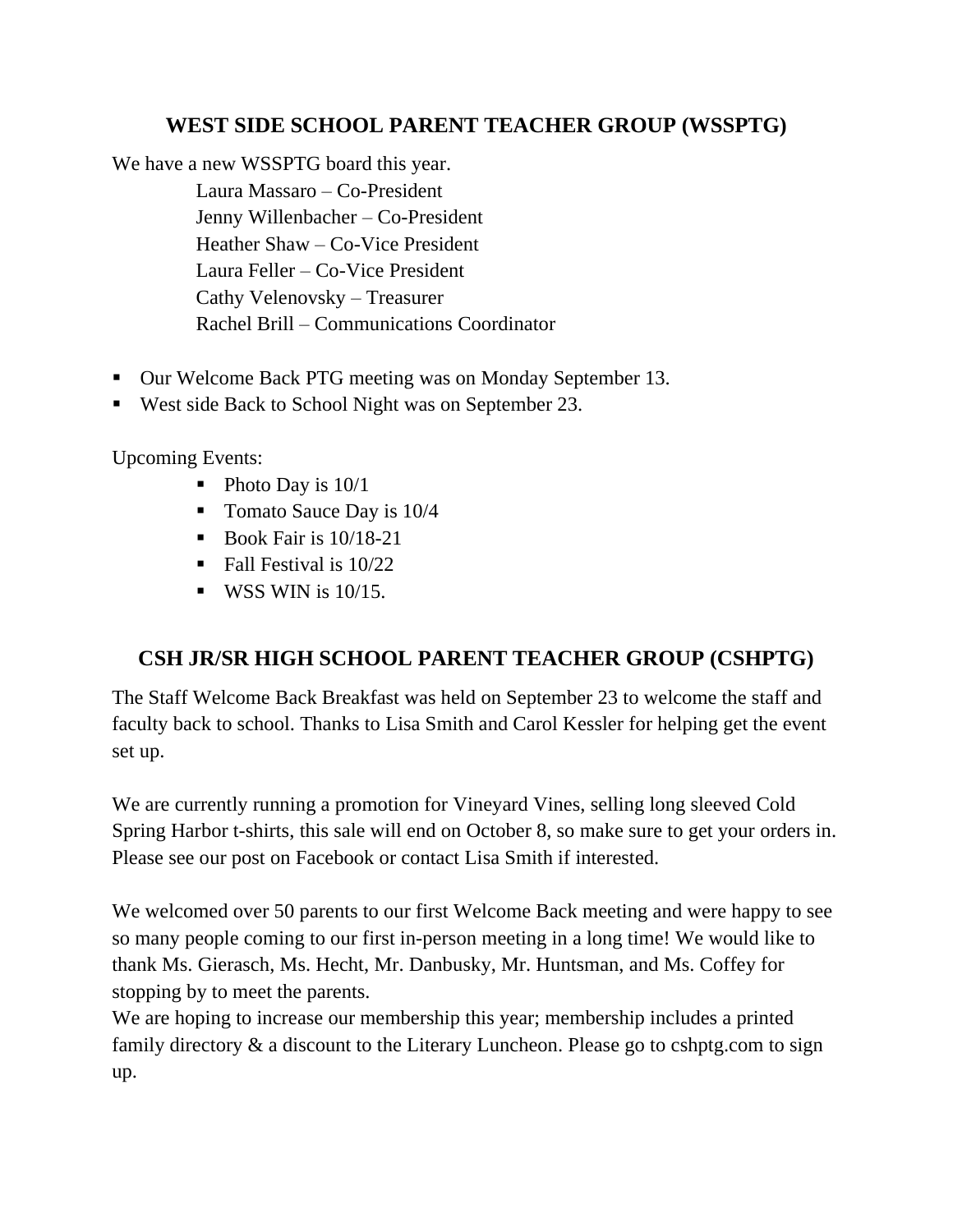## WEST SIDE SCHOOL PARENT TEACHER GROUP (WSSPTG)

We have a new WSSPTG board this year.

Laura Massaro – Co-President
Jenny Willenbacher – Co-President
Heather Shaw – Co-Vice President
Laura Feller – Co-Vice President
Cathy Velenovsky – Treasurer
Rachel Brill – Communications Coordinator

- Our Welcome Back PTG meeting was on Monday September 13.
- West side Back to School Night was on September 23.

Upcoming Events:

- Photo Day is 10/1
- Tomato Sauce Day is 10/4
- Book Fair is 10/18-21
- Fall Festival is 10/22
- WSS WIN is 10/15.

## CSH JR/SR HIGH SCHOOL PARENT TEACHER GROUP (CSHPTG)

The Staff Welcome Back Breakfast was held on September 23 to welcome the staff and faculty back to school. Thanks to Lisa Smith and Carol Kessler for helping get the event set up.

We are currently running a promotion for Vineyard Vines, selling long sleeved Cold Spring Harbor t-shirts, this sale will end on October 8, so make sure to get your orders in. Please see our post on Facebook or contact Lisa Smith if interested.

We welcomed over 50 parents to our first Welcome Back meeting and were happy to see so many people coming to our first in-person meeting in a long time! We would like to thank Ms. Gierasch, Ms. Hecht, Mr. Danbusky, Mr. Huntsman, and Ms. Coffey for stopping by to meet the parents.
We are hoping to increase our membership this year; membership includes a printed family directory & a discount to the Literary Luncheon. Please go to cshptg.com to sign up.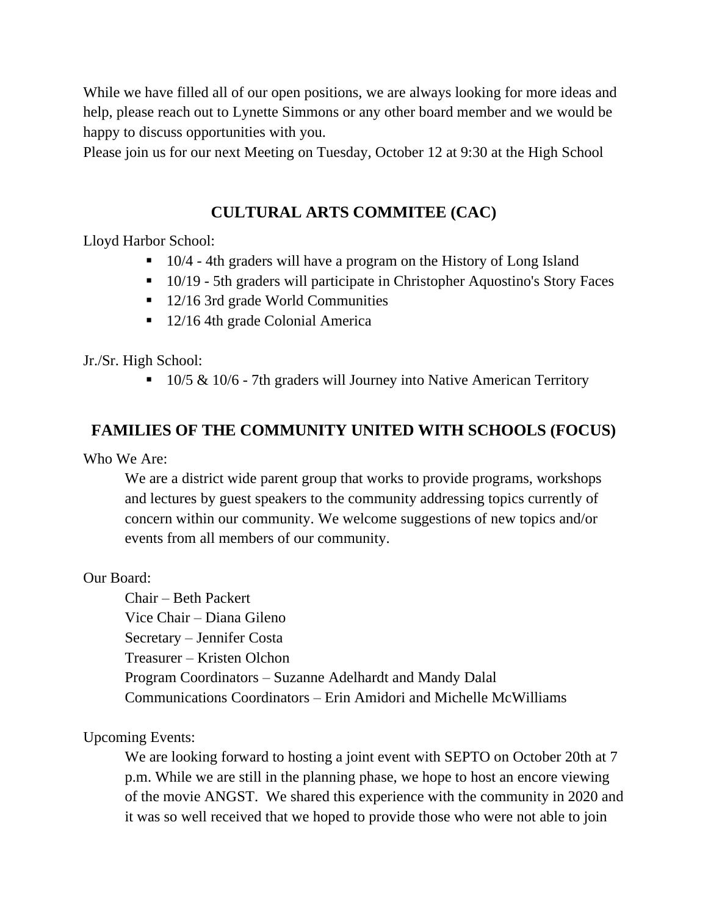While we have filled all of our open positions, we are always looking for more ideas and help, please reach out to Lynette Simmons or any other board member and we would be happy to discuss opportunities with you.
Please join us for our next Meeting on Tuesday, October 12 at 9:30 at the High School

## CULTURAL ARTS COMMITEE (CAC)

Lloyd Harbor School:

- 10/4 - 4th graders will have a program on the History of Long Island
- 10/19 - 5th graders will participate in Christopher Aquostino's Story Faces
- 12/16 3rd grade World Communities
- 12/16 4th grade Colonial America

Jr./Sr. High School:

- 10/5 & 10/6 - 7th graders will Journey into Native American Territory

## FAMILIES OF THE COMMUNITY UNITED WITH SCHOOLS (FOCUS)

Who We Are:

We are a district wide parent group that works to provide programs, workshops and lectures by guest speakers to the community addressing topics currently of concern within our community. We welcome suggestions of new topics and/or events from all members of our community.

Our Board:

Chair – Beth Packert
Vice Chair – Diana Gileno
Secretary – Jennifer Costa
Treasurer – Kristen Olchon
Program Coordinators – Suzanne Adelhardt and Mandy Dalal
Communications Coordinators – Erin Amidori and Michelle McWilliams

Upcoming Events:

We are looking forward to hosting a joint event with SEPTO on October 20th at 7 p.m. While we are still in the planning phase, we hope to host an encore viewing of the movie ANGST. We shared this experience with the community in 2020 and it was so well received that we hoped to provide those who were not able to join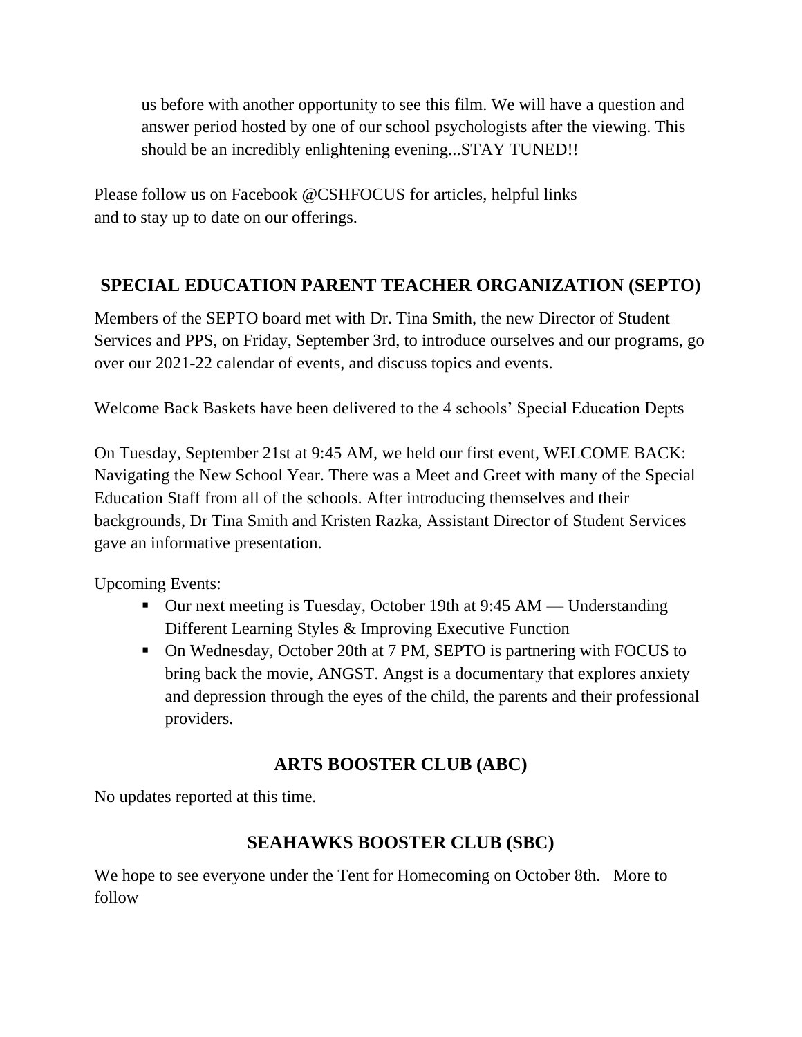us before with another opportunity to see this film. We will have a question and answer period hosted by one of our school psychologists after the viewing. This should be an incredibly enlightening evening...STAY TUNED!!

Please follow us on Facebook @CSHFOCUS for articles, helpful links and to stay up to date on our offerings.

## SPECIAL EDUCATION PARENT TEACHER ORGANIZATION (SEPTO)

Members of the SEPTO board met with Dr. Tina Smith, the new Director of Student Services and PPS, on Friday, September 3rd, to introduce ourselves and our programs, go over our 2021-22 calendar of events, and discuss topics and events.

Welcome Back Baskets have been delivered to the 4 schools' Special Education Depts

On Tuesday, September 21st at 9:45 AM, we held our first event, WELCOME BACK: Navigating the New School Year. There was a Meet and Greet with many of the Special Education Staff from all of the schools. After introducing themselves and their backgrounds, Dr Tina Smith and Kristen Razka, Assistant Director of Student Services gave an informative presentation.

Upcoming Events:

- Our next meeting is Tuesday, October 19th at 9:45 AM — Understanding Different Learning Styles & Improving Executive Function
- On Wednesday, October 20th at 7 PM, SEPTO is partnering with FOCUS to bring back the movie, ANGST. Angst is a documentary that explores anxiety and depression through the eyes of the child, the parents and their professional providers.

## ARTS BOOSTER CLUB (ABC)

No updates reported at this time.

## SEAHAWKS BOOSTER CLUB (SBC)

We hope to see everyone under the Tent for Homecoming on October 8th. More to follow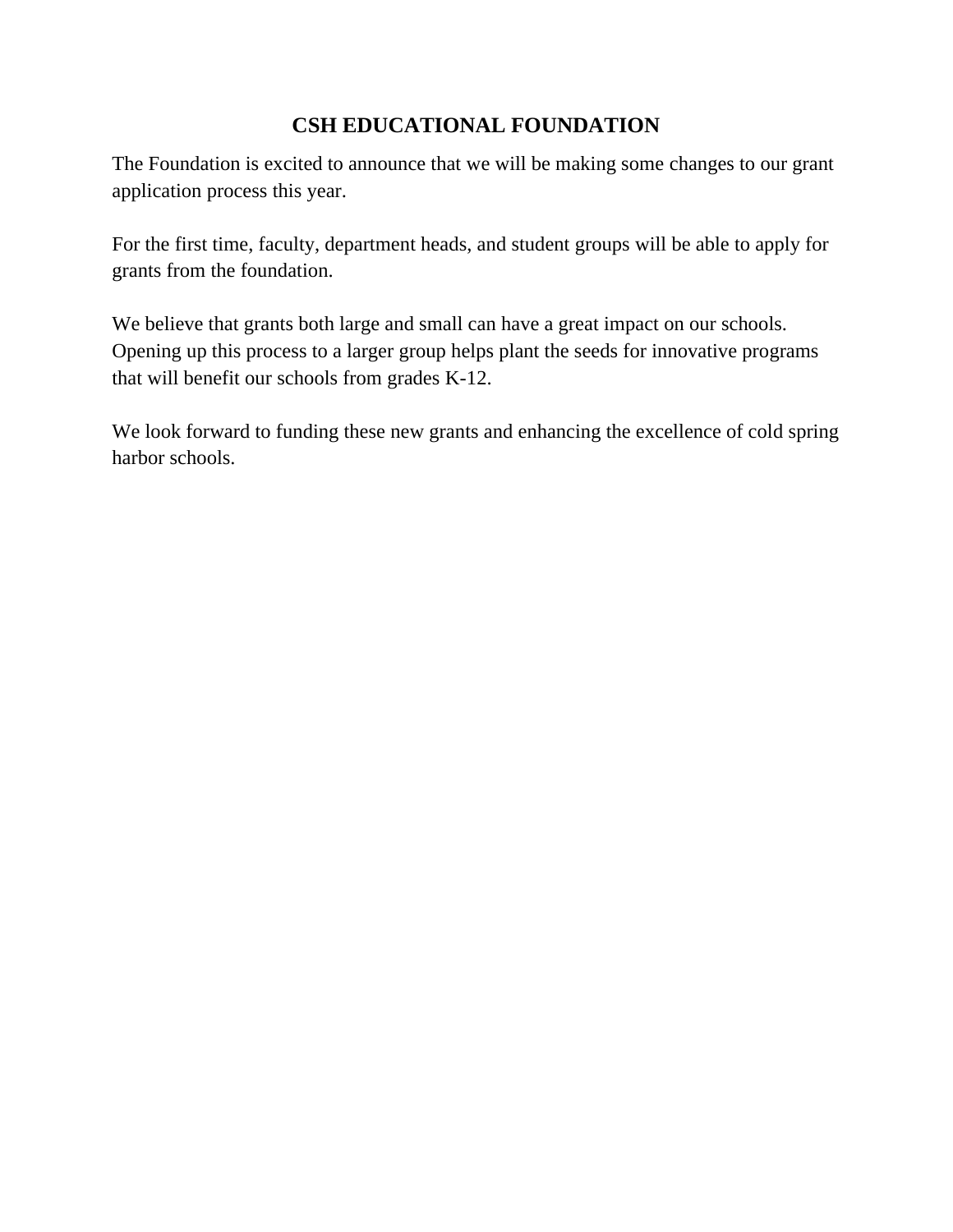# CSH EDUCATIONAL FOUNDATION

The Foundation is excited to announce that we will be making some changes to our grant application process this year.

For the first time, faculty, department heads, and student groups will be able to apply for grants from the foundation.

We believe that grants both large and small can have a great impact on our schools. Opening up this process to a larger group helps plant the seeds for innovative programs that will benefit our schools from grades K-12.

We look forward to funding these new grants and enhancing the excellence of cold spring harbor schools.